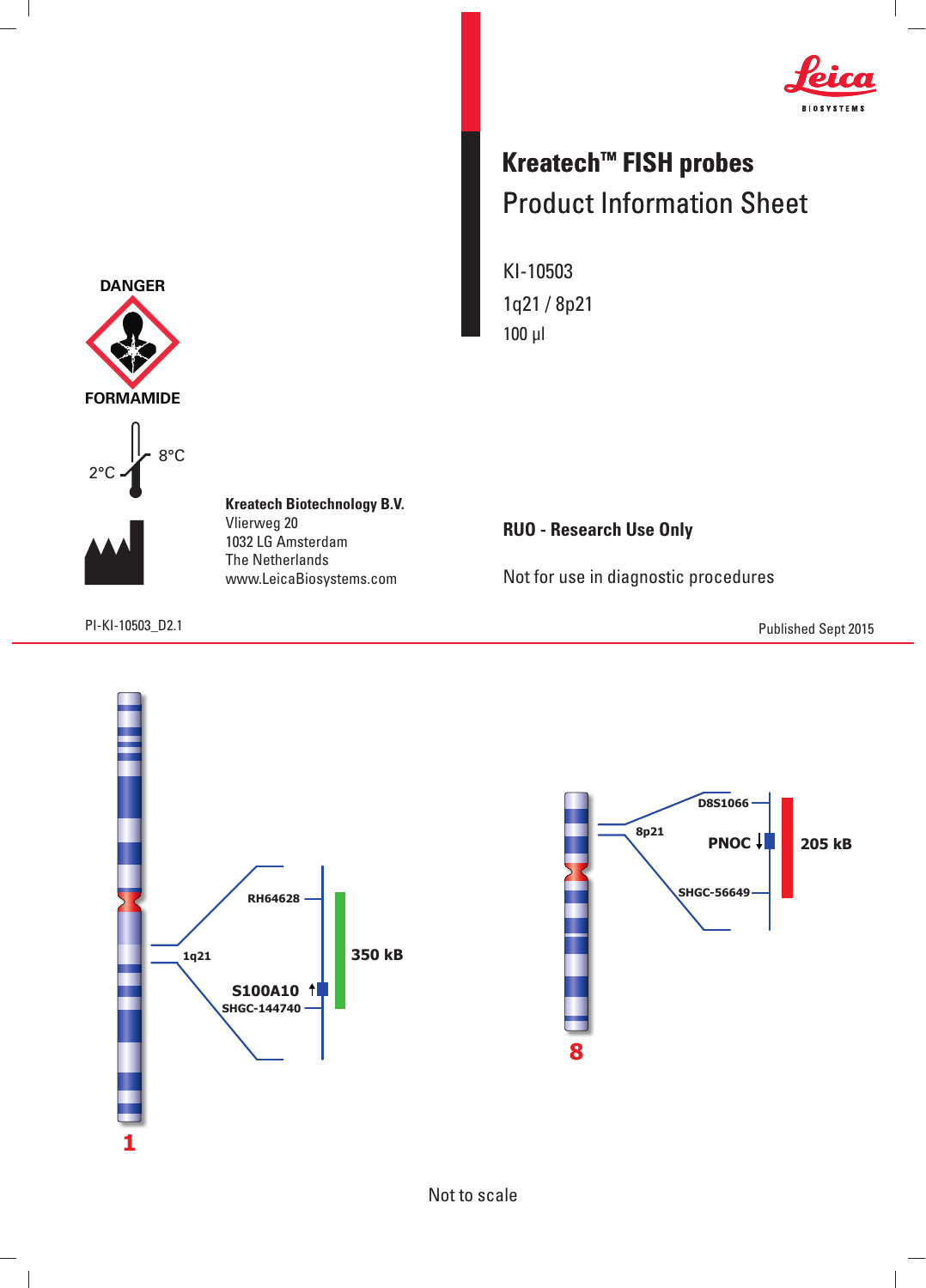Leica BIOSYSTEMS

# Kreatech™ FISH probes

## Product Information Sheet

KI-10503

1q21 / 8p21

100 µl

DANGER

FORMAMIDE

2°C

8°C

**Kreatech Biotechnology B.V.**
Vlierweg 20
1032 LG Amsterdam
The Netherlands
www.LeicaBiosystems.com

**RUO - Research Use Only**

Not for use in diagnostic procedures

PI-KI-10503_D2.1

Published Sept 2015

RH64628

1q21

350 kB

S100A10

SHGC-144740

1

D8S1066

8p21

PNOC

205 kB

SHGC-56649

8

Not to scale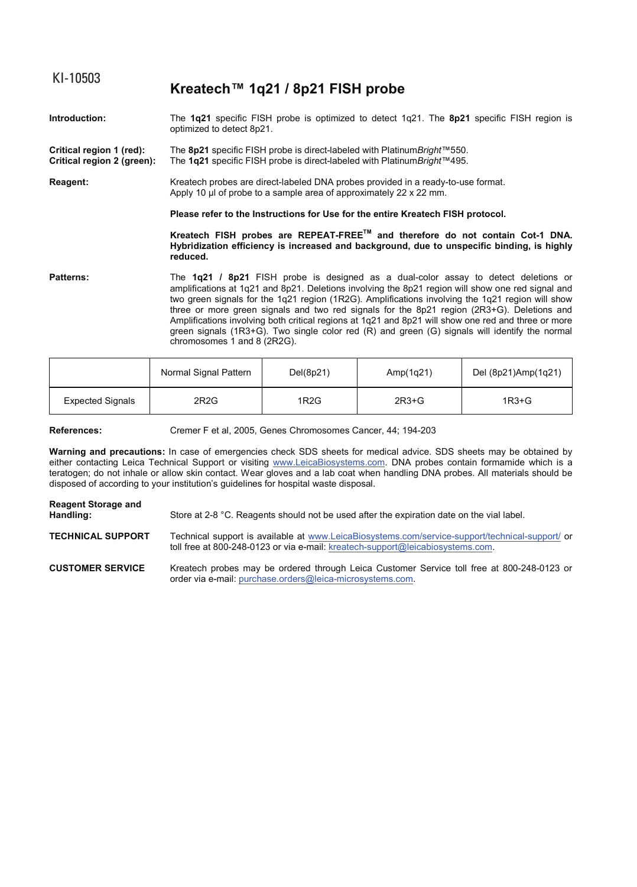KI-10503

# Kreatech™ 1q21 / 8p21 FISH probe

**Introduction:** The **1q21** specific FISH probe is optimized to detect 1q21. The **8p21** specific FISH region is optimized to detect 8p21.

**Critical region 1 (red):** The **8p21** specific FISH probe is direct-labeled with Platinum*Bright*™550.
**Critical region 2 (green):** The **1q21** specific FISH probe is direct-labeled with Platinum*Bright*™495.

**Reagent:** Kreatech probes are direct-labeled DNA probes provided in a ready-to-use format. Apply 10 µl of probe to a sample area of approximately 22 x 22 mm.

**Please refer to the Instructions for Use for the entire Kreatech FISH protocol.**

**Kreatech FISH probes are REPEAT-FREE™ and therefore do not contain Cot-1 DNA. Hybridization efficiency is increased and background, due to unspecific binding, is highly reduced.**

**Patterns:** The **1q21 / 8p21** FISH probe is designed as a dual-color assay to detect deletions or amplifications at 1q21 and 8p21. Deletions involving the 8p21 region will show one red signal and two green signals for the 1q21 region (1R2G). Amplifications involving the 1q21 region will show three or more green signals and two red signals for the 8p21 region (2R3+G). Deletions and Amplifications involving both critical regions at 1q21 and 8p21 will show one red and three or more green signals (1R3+G). Two single color red (R) and green (G) signals will identify the normal chromosomes 1 and 8 (2R2G).

| | Normal Signal Pattern | Del(8p21) | Amp(1q21) | Del (8p21)Amp(1q21) |
|---|---|---|---|---|
| Expected Signals | 2R2G | 1R2G | 2R3+G | 1R3+G |

**References:** Cremer F et al, 2005, Genes Chromosomes Cancer, 44; 194-203

**Warning and precautions:** In case of emergencies check SDS sheets for medical advice. SDS sheets may be obtained by either contacting Leica Technical Support or visiting www.LeicaBiosystems.com. DNA probes contain formamide which is a teratogen; do not inhale or allow skin contact. Wear gloves and a lab coat when handling DNA probes. All materials should be disposed of according to your institution's guidelines for hospital waste disposal.

**Reagent Storage and Handling:** Store at 2-8 °C. Reagents should not be used after the expiration date on the vial label.

**TECHNICAL SUPPORT** Technical support is available at www.LeicaBiosystems.com/service-support/technical-support/ or toll free at 800-248-0123 or via e-mail: kreatech-support@leicabiosystems.com.

**CUSTOMER SERVICE** Kreatech probes may be ordered through Leica Customer Service toll free at 800-248-0123 or order via e-mail: purchase.orders@leica-microsystems.com.